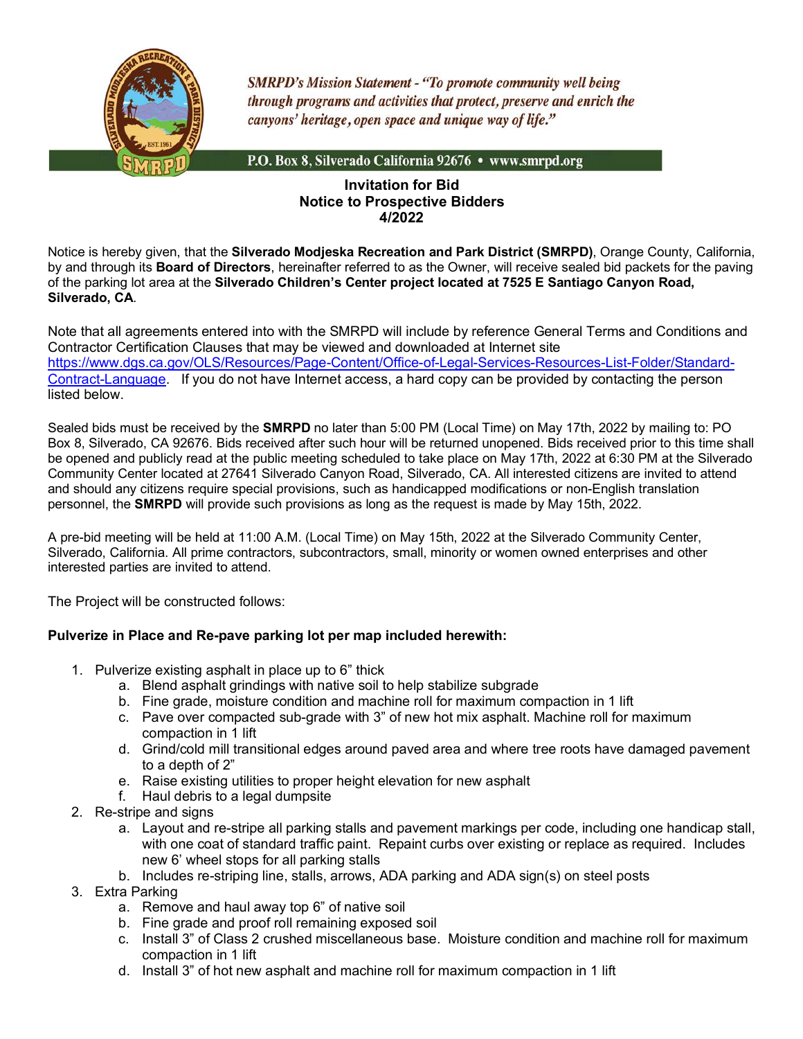*SMRPD's Mission Statement - "To promote community well being through programs and activities that protect, preserve and enrich the canyons' heritage, open space and unique way of life."*

P.O. Box 8, Silverado California 92676 • www.smrpd.org

**Invitation for Bid**
**Notice to Prospective Bidders**
**4/2022**

Notice is hereby given, that the **Silverado Modjeska Recreation and Park District (SMRPD)**, Orange County, California, by and through its **Board of Directors**, hereinafter referred to as the Owner, will receive sealed bid packets for the paving of the parking lot area at the **Silverado Children's Center project located at 7525 E Santiago Canyon Road, Silverado, CA**.

Note that all agreements entered into with the SMRPD will include by reference General Terms and Conditions and Contractor Certification Clauses that may be viewed and downloaded at Internet site https://www.dgs.ca.gov/OLS/Resources/Page-Content/Office-of-Legal-Services-Resources-List-Folder/Standard-Contract-Language. If you do not have Internet access, a hard copy can be provided by contacting the person listed below.

Sealed bids must be received by the **SMRPD** no later than 5:00 PM (Local Time) on May 17th, 2022 by mailing to: PO Box 8, Silverado, CA 92676. Bids received after such hour will be returned unopened. Bids received prior to this time shall be opened and publicly read at the public meeting scheduled to take place on May 17th, 2022 at 6:30 PM at the Silverado Community Center located at 27641 Silverado Canyon Road, Silverado, CA. All interested citizens are invited to attend and should any citizens require special provisions, such as handicapped modifications or non-English translation personnel, the **SMRPD** will provide such provisions as long as the request is made by May 15th, 2022.

A pre-bid meeting will be held at 11:00 A.M. (Local Time) on May 15th, 2022 at the Silverado Community Center, Silverado, California. All prime contractors, subcontractors, small, minority or women owned enterprises and other interested parties are invited to attend.

The Project will be constructed follows:

**Pulverize in Place and Re-pave parking lot per map included herewith:**

1. Pulverize existing asphalt in place up to 6" thick
   a. Blend asphalt grindings with native soil to help stabilize subgrade
   b. Fine grade, moisture condition and machine roll for maximum compaction in 1 lift
   c. Pave over compacted sub-grade with 3" of new hot mix asphalt. Machine roll for maximum compaction in 1 lift
   d. Grind/cold mill transitional edges around paved area and where tree roots have damaged pavement to a depth of 2"
   e. Raise existing utilities to proper height elevation for new asphalt
   f. Haul debris to a legal dumpsite
2. Re-stripe and signs
   a. Layout and re-stripe all parking stalls and pavement markings per code, including one handicap stall, with one coat of standard traffic paint. Repaint curbs over existing or replace as required. Includes new 6' wheel stops for all parking stalls
   b. Includes re-striping line, stalls, arrows, ADA parking and ADA sign(s) on steel posts
3. Extra Parking
   a. Remove and haul away top 6" of native soil
   b. Fine grade and proof roll remaining exposed soil
   c. Install 3" of Class 2 crushed miscellaneous base. Moisture condition and machine roll for maximum compaction in 1 lift
   d. Install 3" of hot new asphalt and machine roll for maximum compaction in 1 lift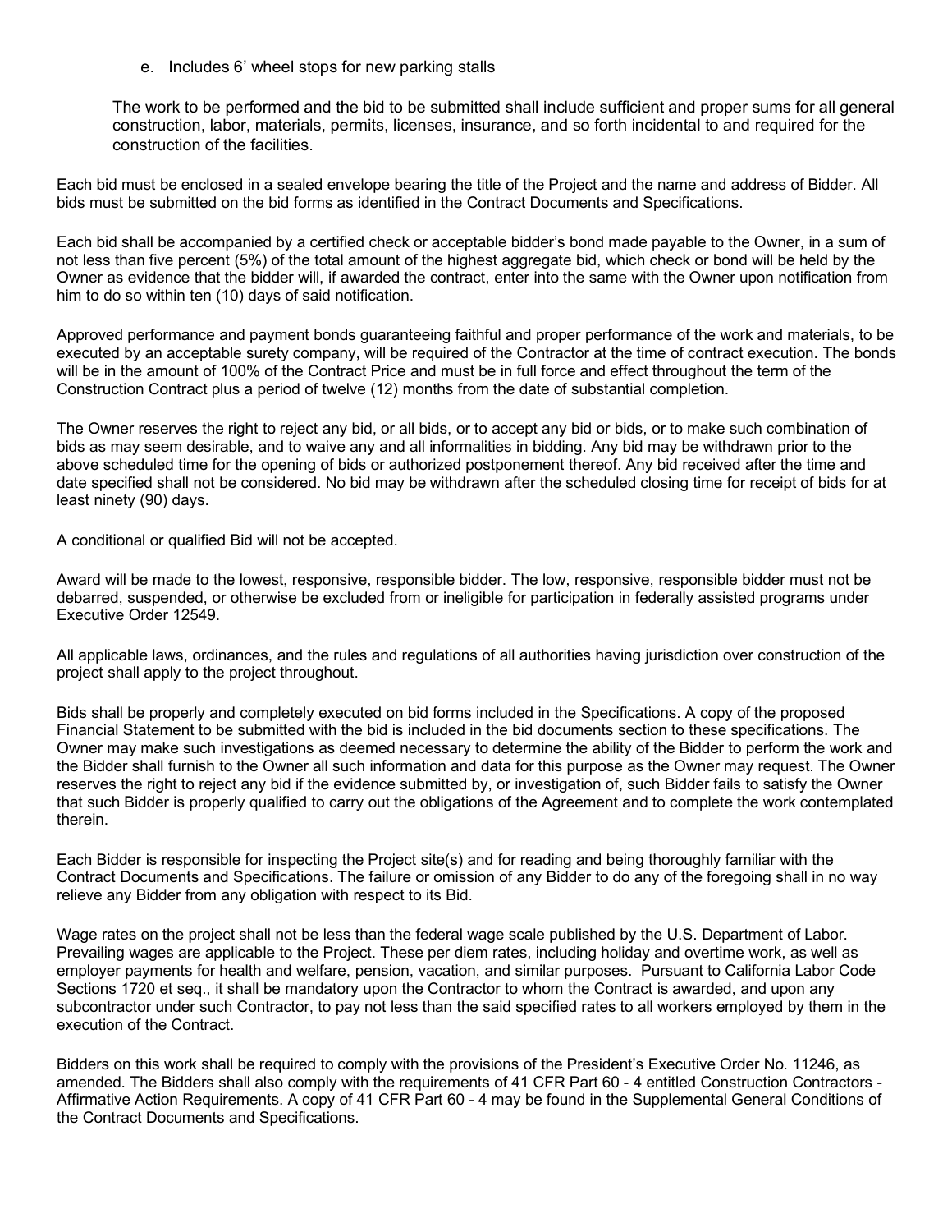e. Includes 6' wheel stops for new parking stalls

The work to be performed and the bid to be submitted shall include sufficient and proper sums for all general construction, labor, materials, permits, licenses, insurance, and so forth incidental to and required for the construction of the facilities.

Each bid must be enclosed in a sealed envelope bearing the title of the Project and the name and address of Bidder. All bids must be submitted on the bid forms as identified in the Contract Documents and Specifications.

Each bid shall be accompanied by a certified check or acceptable bidder's bond made payable to the Owner, in a sum of not less than five percent (5%) of the total amount of the highest aggregate bid, which check or bond will be held by the Owner as evidence that the bidder will, if awarded the contract, enter into the same with the Owner upon notification from him to do so within ten (10) days of said notification.

Approved performance and payment bonds guaranteeing faithful and proper performance of the work and materials, to be executed by an acceptable surety company, will be required of the Contractor at the time of contract execution. The bonds will be in the amount of 100% of the Contract Price and must be in full force and effect throughout the term of the Construction Contract plus a period of twelve (12) months from the date of substantial completion.

The Owner reserves the right to reject any bid, or all bids, or to accept any bid or bids, or to make such combination of bids as may seem desirable, and to waive any and all informalities in bidding. Any bid may be withdrawn prior to the above scheduled time for the opening of bids or authorized postponement thereof. Any bid received after the time and date specified shall not be considered. No bid may be withdrawn after the scheduled closing time for receipt of bids for at least ninety (90) days.

A conditional or qualified Bid will not be accepted.

Award will be made to the lowest, responsive, responsible bidder. The low, responsive, responsible bidder must not be debarred, suspended, or otherwise be excluded from or ineligible for participation in federally assisted programs under Executive Order 12549.

All applicable laws, ordinances, and the rules and regulations of all authorities having jurisdiction over construction of the project shall apply to the project throughout.

Bids shall be properly and completely executed on bid forms included in the Specifications. A copy of the proposed Financial Statement to be submitted with the bid is included in the bid documents section to these specifications. The Owner may make such investigations as deemed necessary to determine the ability of the Bidder to perform the work and the Bidder shall furnish to the Owner all such information and data for this purpose as the Owner may request. The Owner reserves the right to reject any bid if the evidence submitted by, or investigation of, such Bidder fails to satisfy the Owner that such Bidder is properly qualified to carry out the obligations of the Agreement and to complete the work contemplated therein.

Each Bidder is responsible for inspecting the Project site(s) and for reading and being thoroughly familiar with the Contract Documents and Specifications. The failure or omission of any Bidder to do any of the foregoing shall in no way relieve any Bidder from any obligation with respect to its Bid.

Wage rates on the project shall not be less than the federal wage scale published by the U.S. Department of Labor. Prevailing wages are applicable to the Project. These per diem rates, including holiday and overtime work, as well as employer payments for health and welfare, pension, vacation, and similar purposes. Pursuant to California Labor Code Sections 1720 et seq., it shall be mandatory upon the Contractor to whom the Contract is awarded, and upon any subcontractor under such Contractor, to pay not less than the said specified rates to all workers employed by them in the execution of the Contract.

Bidders on this work shall be required to comply with the provisions of the President's Executive Order No. 11246, as amended. The Bidders shall also comply with the requirements of 41 CFR Part 60 - 4 entitled Construction Contractors - Affirmative Action Requirements. A copy of 41 CFR Part 60 - 4 may be found in the Supplemental General Conditions of the Contract Documents and Specifications.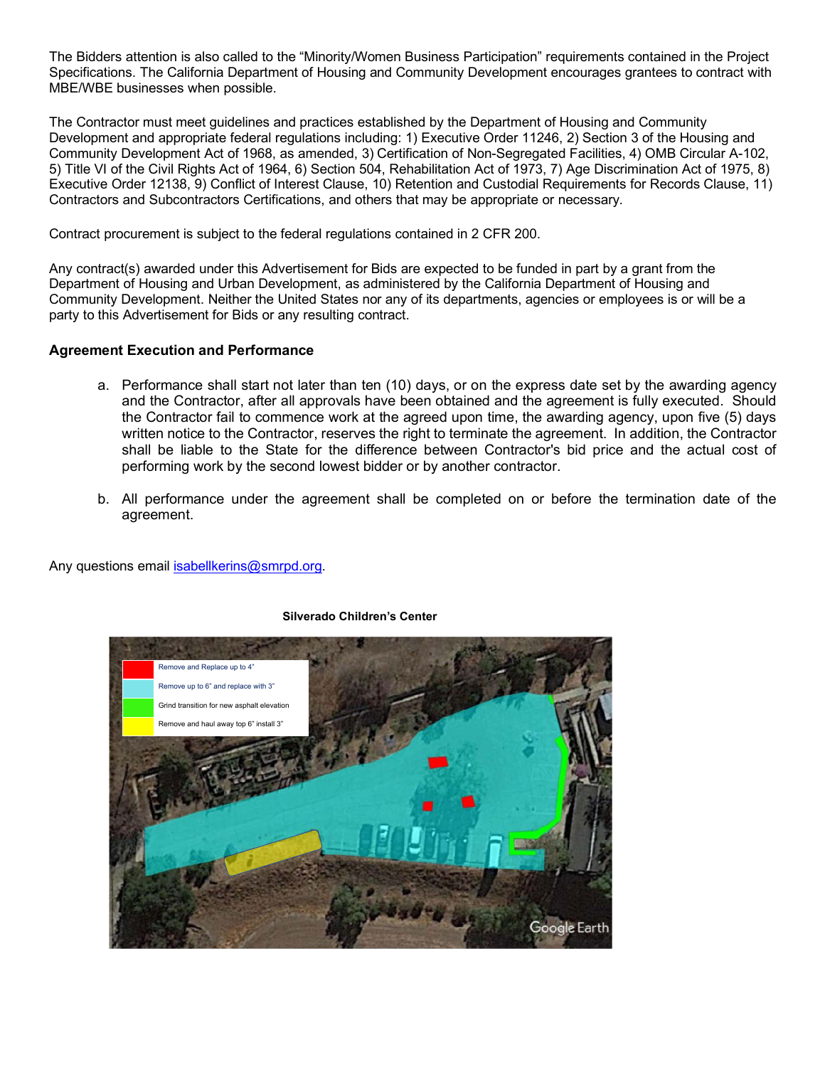The Bidders attention is also called to the “Minority/Women Business Participation” requirements contained in the Project Specifications. The California Department of Housing and Community Development encourages grantees to contract with MBE/WBE businesses when possible.

The Contractor must meet guidelines and practices established by the Department of Housing and Community Development and appropriate federal regulations including: 1) Executive Order 11246, 2) Section 3 of the Housing and Community Development Act of 1968, as amended, 3) Certification of Non-Segregated Facilities, 4) OMB Circular A-102, 5) Title VI of the Civil Rights Act of 1964, 6) Section 504, Rehabilitation Act of 1973, 7) Age Discrimination Act of 1975, 8) Executive Order 12138, 9) Conflict of Interest Clause, 10) Retention and Custodial Requirements for Records Clause, 11) Contractors and Subcontractors Certifications, and others that may be appropriate or necessary.

Contract procurement is subject to the federal regulations contained in 2 CFR 200.

Any contract(s) awarded under this Advertisement for Bids are expected to be funded in part by a grant from the Department of Housing and Urban Development, as administered by the California Department of Housing and Community Development. Neither the United States nor any of its departments, agencies or employees is or will be a party to this Advertisement for Bids or any resulting contract.

### Agreement Execution and Performance

a. Performance shall start not later than ten (10) days, or on the express date set by the awarding agency and the Contractor, after all approvals have been obtained and the agreement is fully executed. Should the Contractor fail to commence work at the agreed upon time, the awarding agency, upon five (5) days written notice to the Contractor, reserves the right to terminate the agreement. In addition, the Contractor shall be liable to the State for the difference between Contractor's bid price and the actual cost of performing work by the second lowest bidder or by another contractor.

b. All performance under the agreement shall be completed on or before the termination date of the agreement.

Any questions email isabellkerins@smrpd.org.

**Silverado Children's Center**

Remove and Replace up to 4"

Remove up to 6" and replace with 3"

Grind transition for new asphalt elevation

Remove and haul away top 6" install 3"

Google Earth